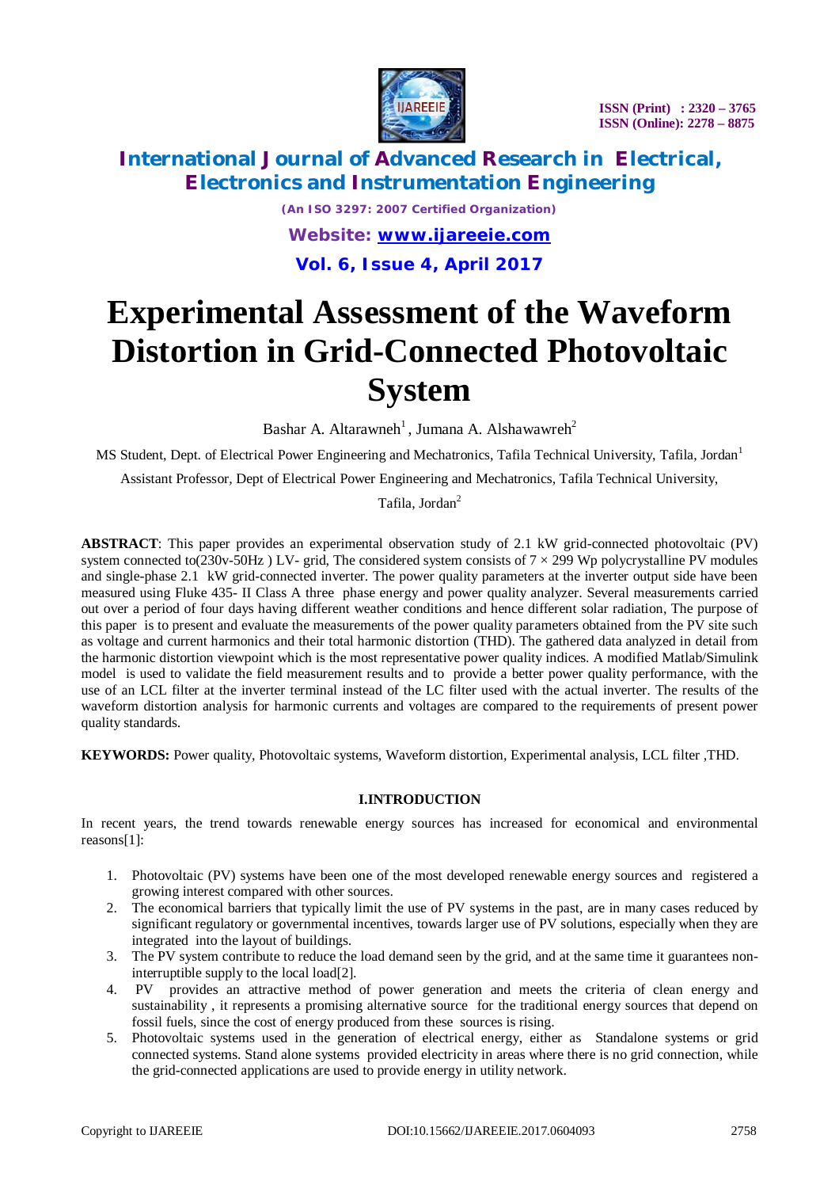# Experimental Assessment of the Waveform Distortion in Grid-Connected Photovoltaic System

Bashar A. Altarawneh[1], Jumana A. Alshawawreh[2]

MS Student, Dept. of Electrical Power Engineering and Mechatronics, Tafila Technical University, Tafila, Jordan[1]

Assistant Professor, Dept of Electrical Power Engineering and Mechatronics, Tafila Technical University, Tafila, Jordan[2]

**ABSTRACT**: This paper provides an experimental observation study of 2.1 kW grid-connected photovoltaic (PV) system connected to(230v-50Hz ) LV- grid, The considered system consists of 7 × 299 Wp polycrystalline PV modules and single-phase 2.1 kW grid-connected inverter. The power quality parameters at the inverter output side have been measured using Fluke 435- II Class A three phase energy and power quality analyzer. Several measurements carried out over a period of four days having different weather conditions and hence different solar radiation, The purpose of this paper is to present and evaluate the measurements of the power quality parameters obtained from the PV site such as voltage and current harmonics and their total harmonic distortion (THD). The gathered data analyzed in detail from the harmonic distortion viewpoint which is the most representative power quality indices. A modified Matlab/Simulink model is used to validate the field measurement results and to provide a better power quality performance, with the use of an LCL filter at the inverter terminal instead of the LC filter used with the actual inverter. The results of the waveform distortion analysis for harmonic currents and voltages are compared to the requirements of present power quality standards.

**KEYWORDS:** Power quality, Photovoltaic systems, Waveform distortion, Experimental analysis, LCL filter ,THD.

## I.INTRODUCTION

In recent years, the trend towards renewable energy sources has increased for economical and environmental reasons[1]:

1. Photovoltaic (PV) systems have been one of the most developed renewable energy sources and registered a growing interest compared with other sources.
2. The economical barriers that typically limit the use of PV systems in the past, are in many cases reduced by significant regulatory or governmental incentives, towards larger use of PV solutions, especially when they are integrated into the layout of buildings.
3. The PV system contribute to reduce the load demand seen by the grid, and at the same time it guarantees non-interruptible supply to the local load[2].
4. PV provides an attractive method of power generation and meets the criteria of clean energy and sustainability , it represents a promising alternative source for the traditional energy sources that depend on fossil fuels, since the cost of energy produced from these sources is rising.
5. Photovoltaic systems used in the generation of electrical energy, either as Standalone systems or grid connected systems. Stand alone systems provided electricity in areas where there is no grid connection, while the grid-connected applications are used to provide energy in utility network.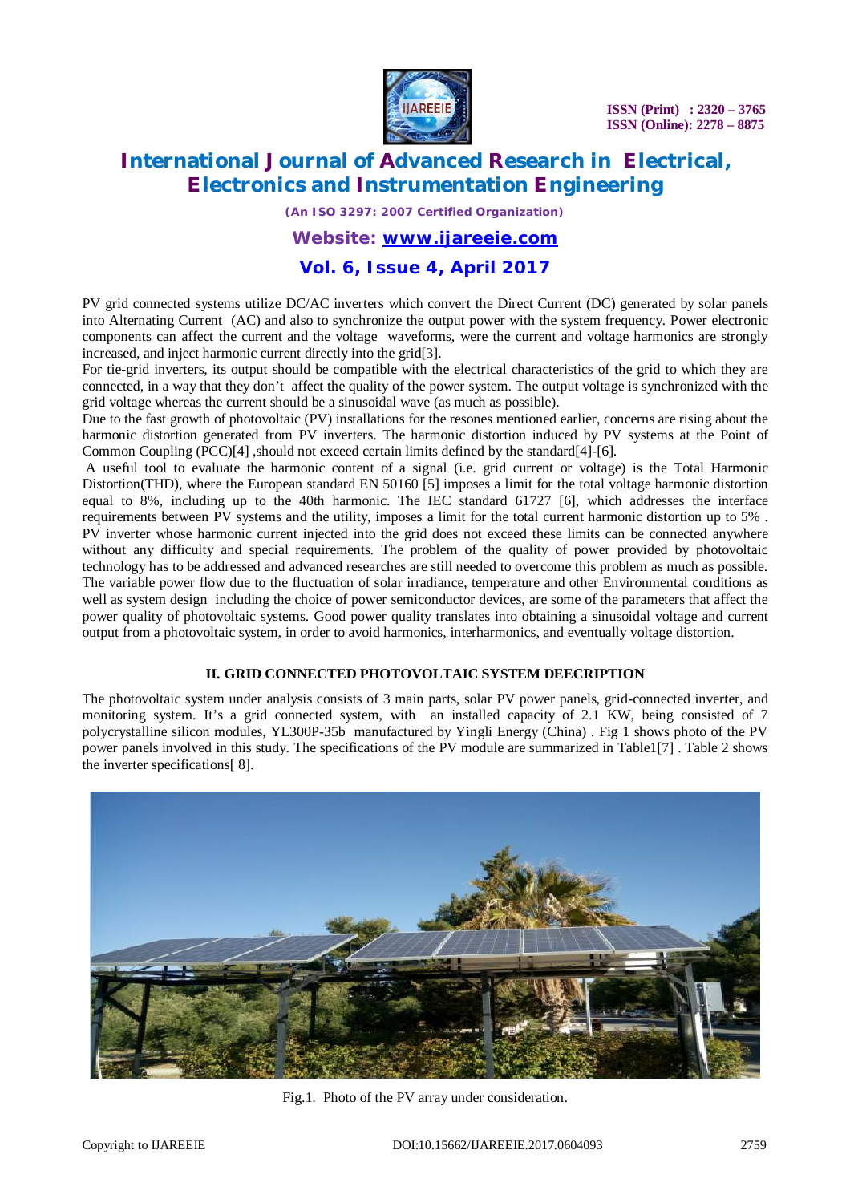PV grid connected systems utilize DC/AC inverters which convert the Direct Current (DC) generated by solar panels into Alternating Current (AC) and also to synchronize the output power with the system frequency. Power electronic components can affect the current and the voltage waveforms, were the current and voltage harmonics are strongly increased, and inject harmonic current directly into the grid[3].

For tie-grid inverters, its output should be compatible with the electrical characteristics of the grid to which they are connected, in a way that they don't affect the quality of the power system. The output voltage is synchronized with the grid voltage whereas the current should be a sinusoidal wave (as much as possible).

Due to the fast growth of photovoltaic (PV) installations for the resones mentioned earlier, concerns are rising about the harmonic distortion generated from PV inverters. The harmonic distortion induced by PV systems at the Point of Common Coupling (PCC)[4] ,should not exceed certain limits defined by the standard[4]-[6].

A useful tool to evaluate the harmonic content of a signal (i.e. grid current or voltage) is the Total Harmonic Distortion(THD), where the European standard EN 50160 [5] imposes a limit for the total voltage harmonic distortion equal to 8%, including up to the 40th harmonic. The IEC standard 61727 [6], which addresses the interface requirements between PV systems and the utility, imposes a limit for the total current harmonic distortion up to 5% . PV inverter whose harmonic current injected into the grid does not exceed these limits can be connected anywhere without any difficulty and special requirements. The problem of the quality of power provided by photovoltaic technology has to be addressed and advanced researches are still needed to overcome this problem as much as possible. The variable power flow due to the fluctuation of solar irradiance, temperature and other Environmental conditions as well as system design including the choice of power semiconductor devices, are some of the parameters that affect the power quality of photovoltaic systems. Good power quality translates into obtaining a sinusoidal voltage and current output from a photovoltaic system, in order to avoid harmonics, interharmonics, and eventually voltage distortion.

## II. GRID CONNECTED PHOTOVOLTAIC SYSTEM DEECRIPTION

The photovoltaic system under analysis consists of 3 main parts, solar PV power panels, grid-connected inverter, and monitoring system. It's a grid connected system, with an installed capacity of 2.1 KW, being consisted of 7 polycrystalline silicon modules, YL300P-35b manufactured by Yingli Energy (China) . Fig 1 shows photo of the PV power panels involved in this study. The specifications of the PV module are summarized in Table1[7] . Table 2 shows the inverter specifications[ 8].

Fig.1. Photo of the PV array under consideration.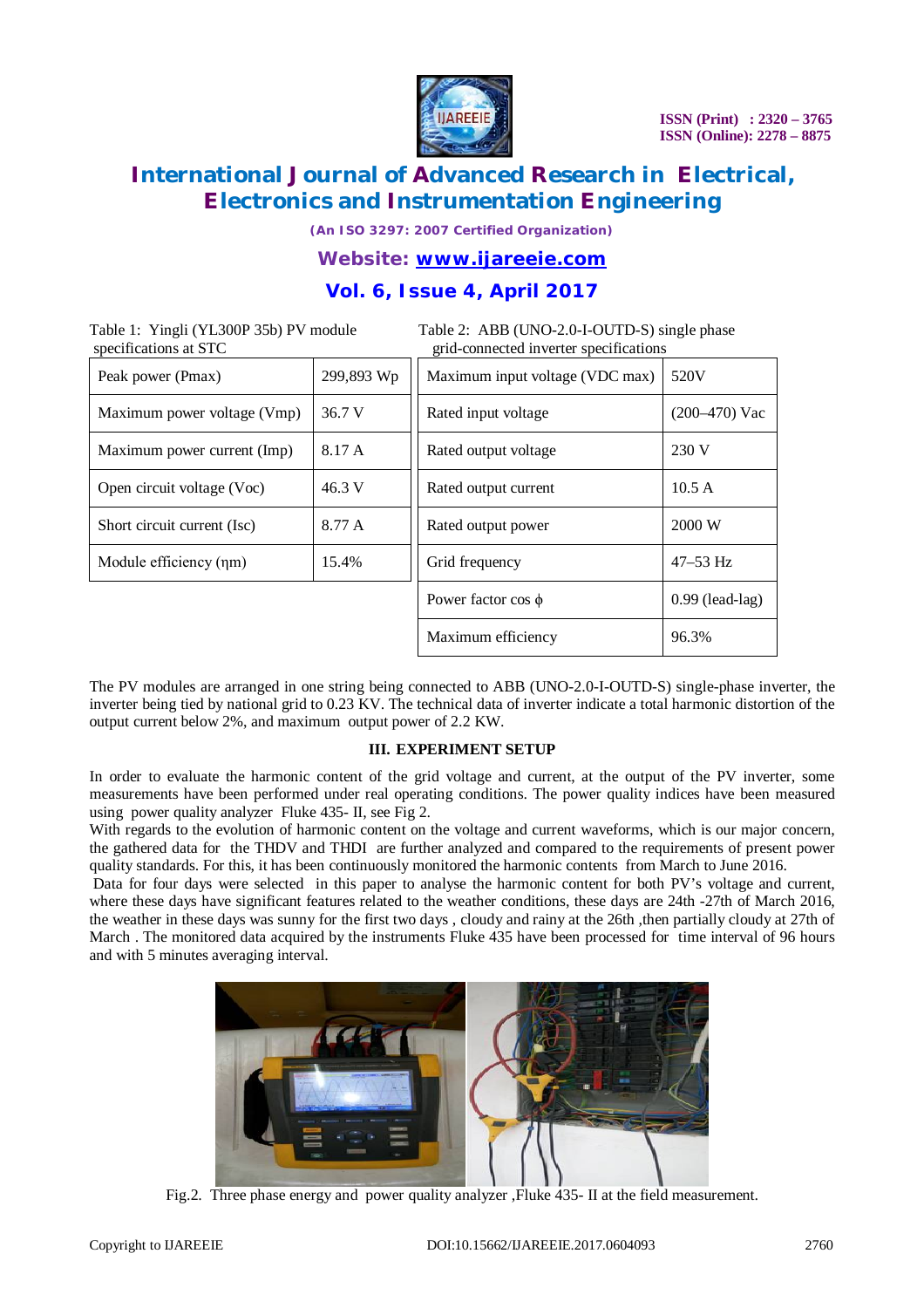Table 1: Yingli (YL300P 35b) PV module specifications at STC

| | |
|---|---|
| Peak power (Pmax) | 299,893 Wp |
| Maximum power voltage (Vmp) | 36.7 V |
| Maximum power current (Imp) | 8.17 A |
| Open circuit voltage (Voc) | 46.3 V |
| Short circuit current (Isc) | 8.77 A |
| Module efficiency (ηm) | 15.4% |

Table 2: ABB (UNO-2.0-I-OUTD-S) single phase grid-connected inverter specifications

| | |
|---|---|
| Maximum input voltage (VDC max) | 520V |
| Rated input voltage | (200–470) Vac |
| Rated output voltage | 230 V |
| Rated output current | 10.5 A |
| Rated output power | 2000 W |
| Grid frequency | 47–53 Hz |
| Power factor cos ϕ | 0.99 (lead-lag) |
| Maximum efficiency | 96.3% |

The PV modules are arranged in one string being connected to ABB (UNO-2.0-I-OUTD-S) single-phase inverter, the inverter being tied by national grid to 0.23 KV. The technical data of inverter indicate a total harmonic distortion of the output current below 2%, and maximum output power of 2.2 KW.

## III. EXPERIMENT SETUP

In order to evaluate the harmonic content of the grid voltage and current, at the output of the PV inverter, some measurements have been performed under real operating conditions. The power quality indices have been measured using power quality analyzer Fluke 435- II, see Fig 2.

With regards to the evolution of harmonic content on the voltage and current waveforms, which is our major concern, the gathered data for the THDV and THDI are further analyzed and compared to the requirements of present power quality standards. For this, it has been continuously monitored the harmonic contents from March to June 2016.

Data for four days were selected in this paper to analyse the harmonic content for both PV's voltage and current, where these days have significant features related to the weather conditions, these days are 24th -27th of March 2016, the weather in these days was sunny for the first two days , cloudy and rainy at the 26th ,then partially cloudy at 27th of March . The monitored data acquired by the instruments Fluke 435 have been processed for time interval of 96 hours and with 5 minutes averaging interval.

Fig.2. Three phase energy and power quality analyzer ,Fluke 435- II at the field measurement.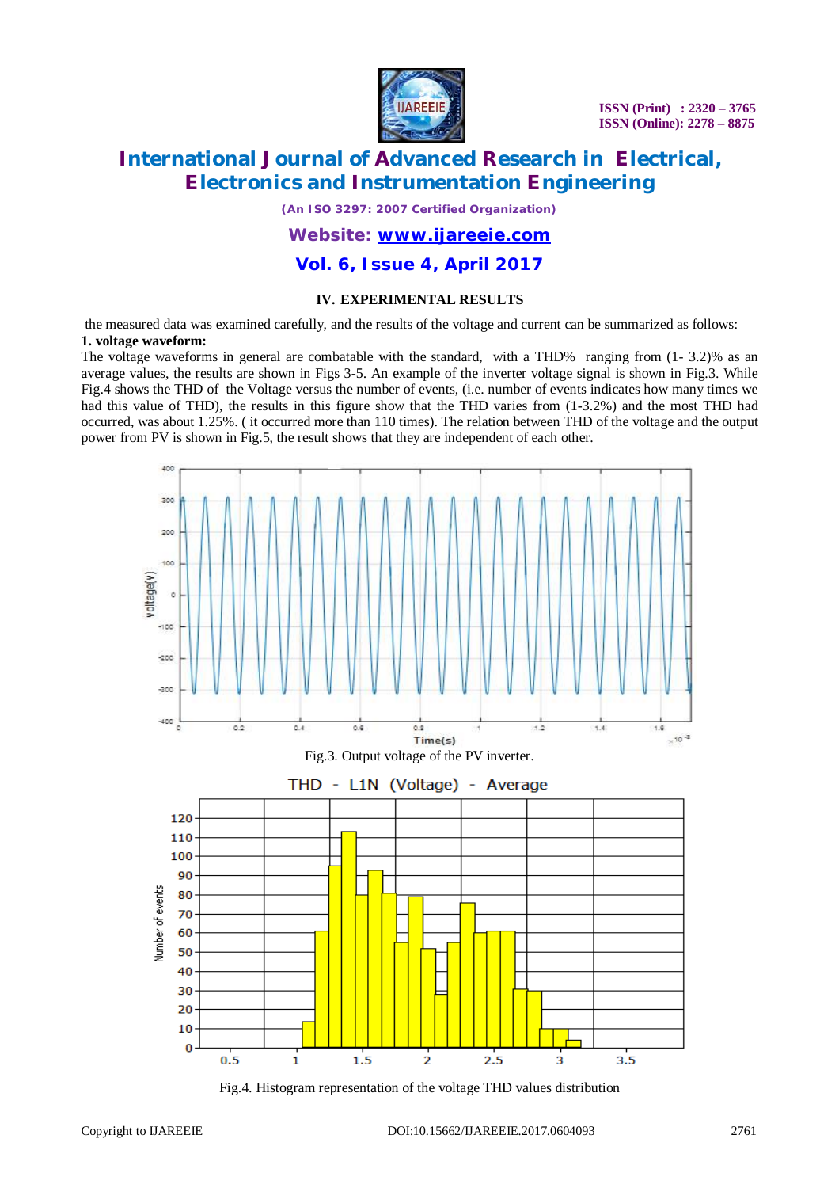## IV. EXPERIMENTAL RESULTS

the measured data was examined carefully, and the results of the voltage and current can be summarized as follows:

**1. voltage waveform:**

The voltage waveforms in general are combatable with the standard, with a THD% ranging from (1- 3.2)% as an average values, the results are shown in Figs 3-5. An example of the inverter voltage signal is shown in Fig.3. While Fig.4 shows the THD of the Voltage versus the number of events, (i.e. number of events indicates how many times we had this value of THD), the results in this figure show that the THD varies from (1-3.2%) and the most THD had occurred, was about 1.25%. ( it occurred more than 110 times). The relation between THD of the voltage and the output power from PV is shown in Fig.5, the result shows that they are independent of each other.

Fig.3. Output voltage of the PV inverter.

Fig.4. Histogram representation of the voltage THD values distribution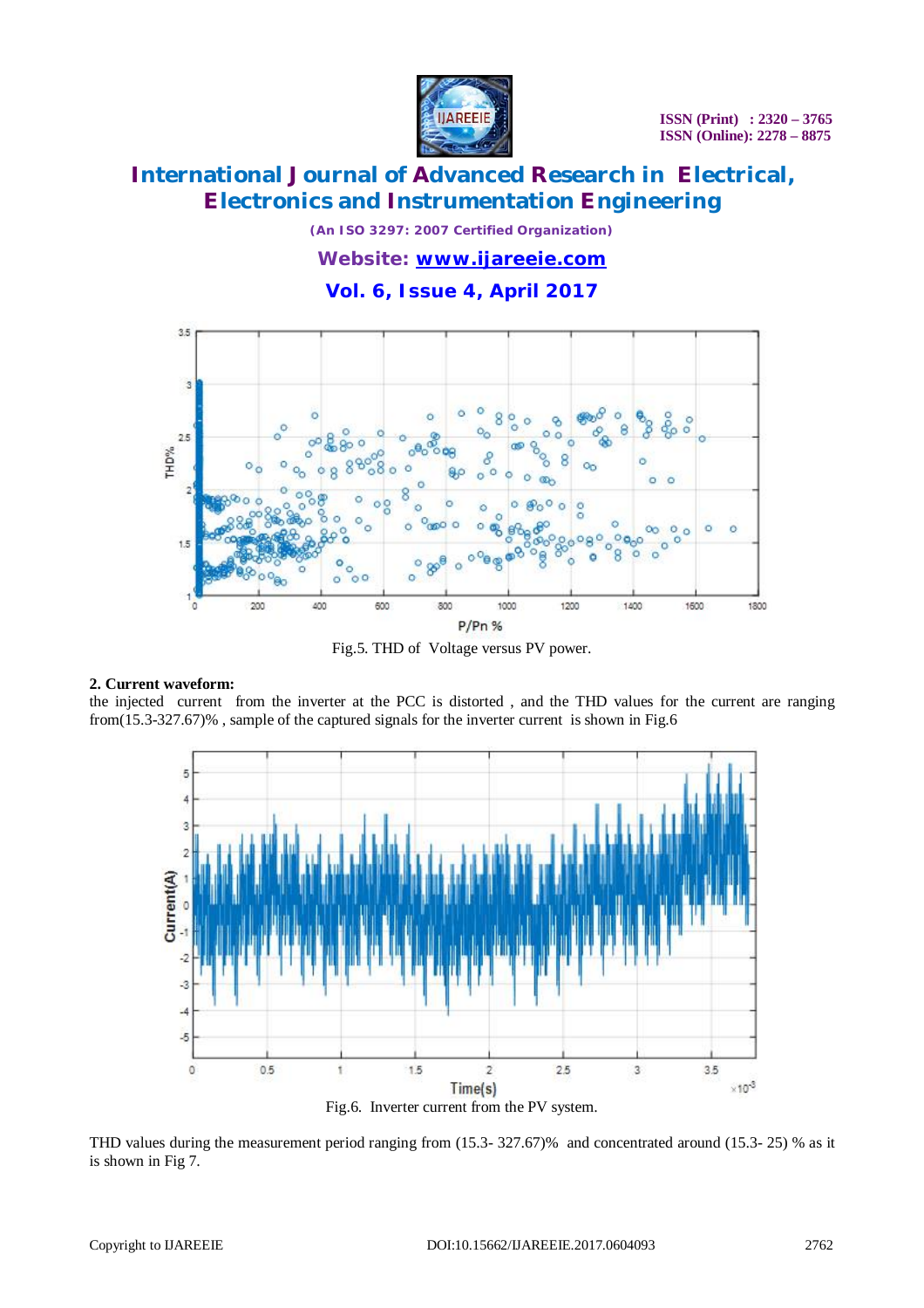Fig.5. THD of Voltage versus PV power.

**2. Current waveform:**

the injected current from the inverter at the PCC is distorted , and the THD values for the current are ranging from(15.3-327.67)% , sample of the captured signals for the inverter current is shown in Fig.6

Fig.6. Inverter current from the PV system.

THD values during the measurement period ranging from (15.3- 327.67)% and concentrated around (15.3- 25) % as it is shown in Fig 7.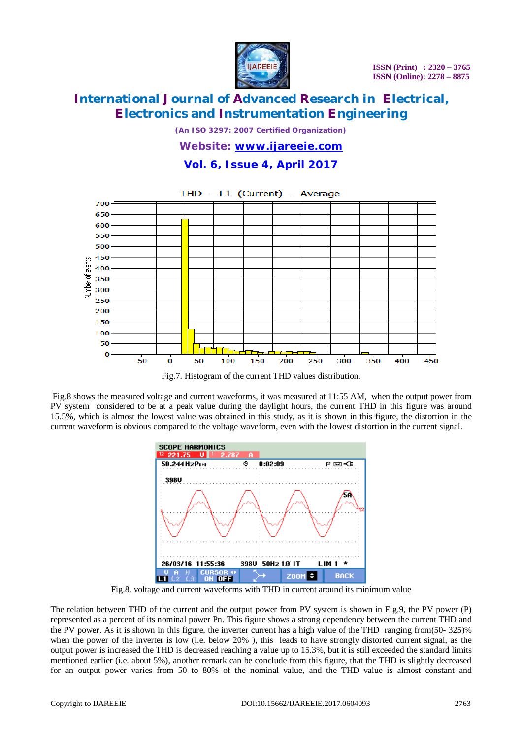Fig.7. Histogram of the current THD values distribution.

Fig.8 shows the measured voltage and current waveforms, it was measured at 11:55 AM, when the output power from PV system considered to be at a peak value during the daylight hours, the current THD in this figure was around 15.5%, which is almost the lowest value was obtained in this study, as it is shown in this figure, the distortion in the current waveform is obvious compared to the voltage waveform, even with the lowest distortion in the current signal.

Fig.8. voltage and current waveforms with THD in current around its minimum value

The relation between THD of the current and the output power from PV system is shown in Fig.9, the PV power (P) represented as a percent of its nominal power Pn. This figure shows a strong dependency between the current THD and the PV power. As it is shown in this figure, the inverter current has a high value of the THD ranging from(50- 325)% when the power of the inverter is low (i.e. below 20% ), this leads to have strongly distorted current signal, as the output power is increased the THD is decreased reaching a value up to 15.3%, but it is still exceeded the standard limits mentioned earlier (i.e. about 5%), another remark can be conclude from this figure, that the THD is slightly decreased for an output power varies from 50 to 80% of the nominal value, and the THD value is almost constant and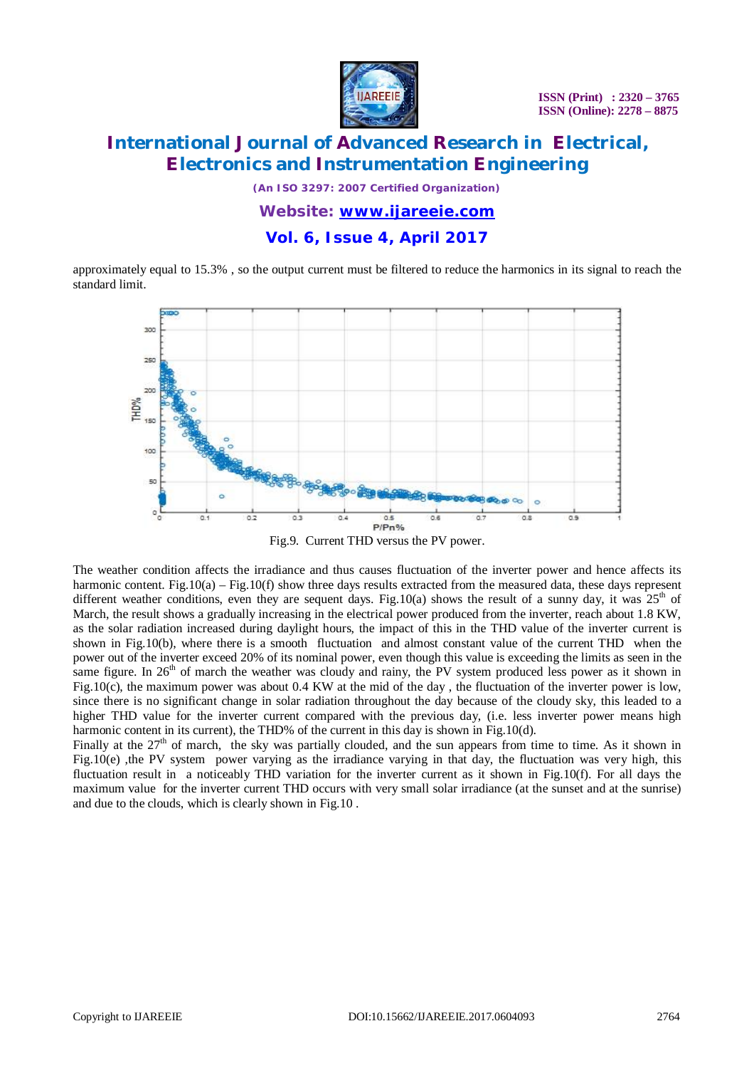approximately equal to 15.3% , so the output current must be filtered to reduce the harmonics in its signal to reach the standard limit.

Fig.9. Current THD versus the PV power.

The weather condition affects the irradiance and thus causes fluctuation of the inverter power and hence affects its harmonic content. Fig.10(a) – Fig.10(f) show three days results extracted from the measured data, these days represent different weather conditions, even they are sequent days. Fig.10(a) shows the result of a sunny day, it was 25th of March, the result shows a gradually increasing in the electrical power produced from the inverter, reach about 1.8 KW, as the solar radiation increased during daylight hours, the impact of this in the THD value of the inverter current is shown in Fig.10(b), where there is a smooth fluctuation and almost constant value of the current THD when the power out of the inverter exceed 20% of its nominal power, even though this value is exceeding the limits as seen in the same figure. In 26th of march the weather was cloudy and rainy, the PV system produced less power as it shown in Fig.10(c), the maximum power was about 0.4 KW at the mid of the day , the fluctuation of the inverter power is low, since there is no significant change in solar radiation throughout the day because of the cloudy sky, this leaded to a higher THD value for the inverter current compared with the previous day, (i.e. less inverter power means high harmonic content in its current), the THD% of the current in this day is shown in Fig.10(d).

Finally at the 27th of march, the sky was partially clouded, and the sun appears from time to time. As it shown in Fig.10(e) ,the PV system power varying as the irradiance varying in that day, the fluctuation was very high, this fluctuation result in a noticeably THD variation for the inverter current as it shown in Fig.10(f). For all days the maximum value for the inverter current THD occurs with very small solar irradiance (at the sunset and at the sunrise) and due to the clouds, which is clearly shown in Fig.10 .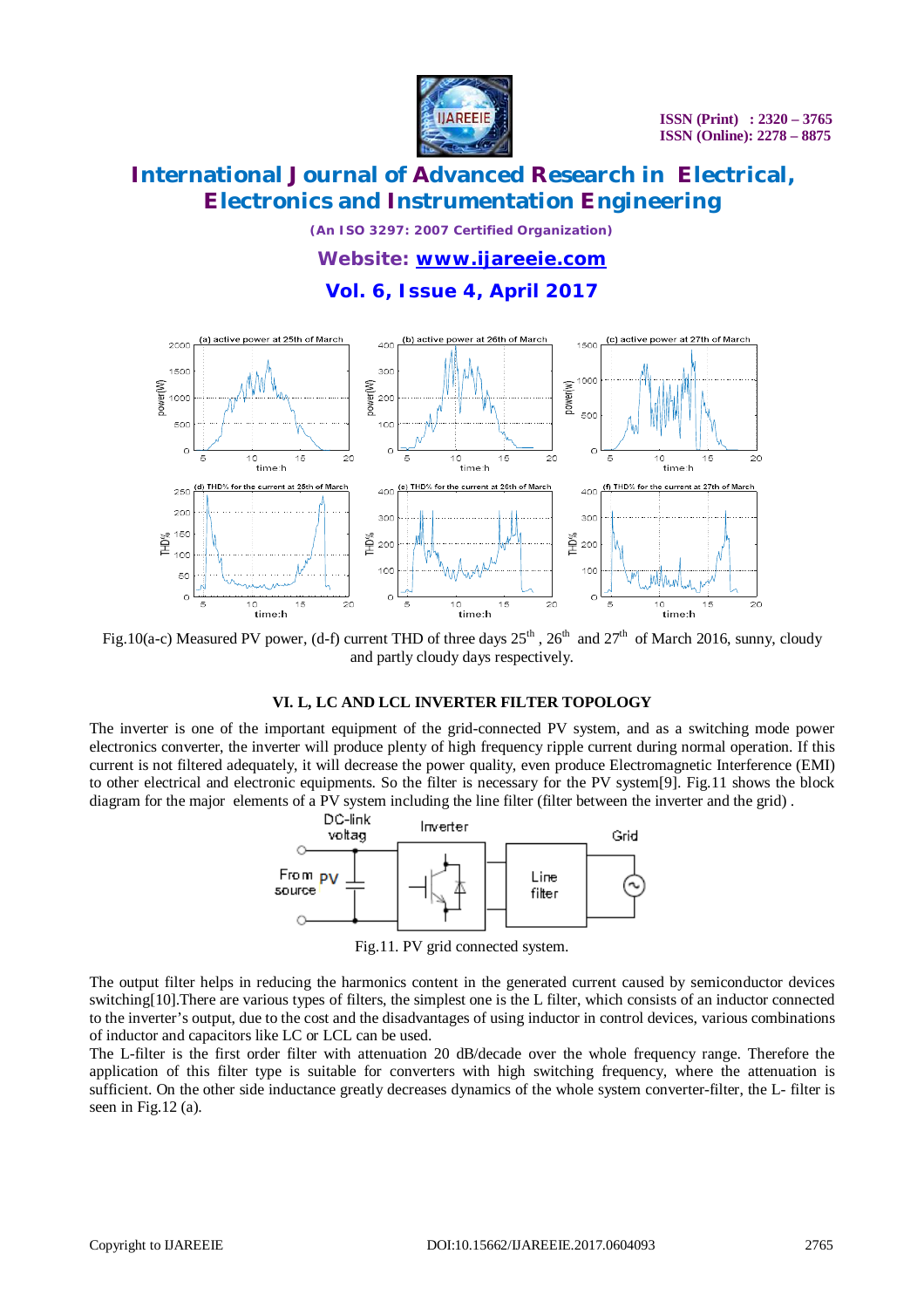Fig.10(a-c) Measured PV power, (d-f) current THD of three days $25^{th}$ , $26^{th}$ and $27^{th}$ of March 2016, sunny, cloudy and partly cloudy days respectively.

## VI. L, LC AND LCL INVERTER FILTER TOPOLOGY

The inverter is one of the important equipment of the grid-connected PV system, and as a switching mode power electronics converter, the inverter will produce plenty of high frequency ripple current during normal operation. If this current is not filtered adequately, it will decrease the power quality, even produce Electromagnetic Interference (EMI) to other electrical and electronic equipments. So the filter is necessary for the PV system[9]. Fig.11 shows the block diagram for the major elements of a PV system including the line filter (filter between the inverter and the grid) .

Fig.11. PV grid connected system.

The output filter helps in reducing the harmonics content in the generated current caused by semiconductor devices switching[10].There are various types of filters, the simplest one is the L filter, which consists of an inductor connected to the inverter's output, due to the cost and the disadvantages of using inductor in control devices, various combinations of inductor and capacitors like LC or LCL can be used.

The L-filter is the first order filter with attenuation 20 dB/decade over the whole frequency range. Therefore the application of this filter type is suitable for converters with high switching frequency, where the attenuation is sufficient. On the other side inductance greatly decreases dynamics of the whole system converter-filter, the L- filter is seen in Fig.12 (a).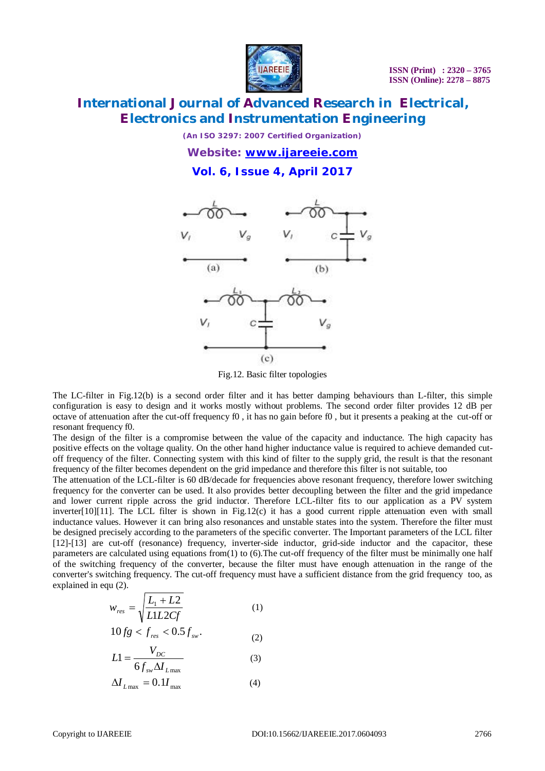Fig.12. Basic filter topologies

The LC-filter in Fig.12(b) is a second order filter and it has better damping behaviours than L-filter, this simple configuration is easy to design and it works mostly without problems. The second order filter provides 12 dB per octave of attenuation after the cut-off frequency f0 , it has no gain before f0 , but it presents a peaking at the cut-off or resonant frequency f0.

The design of the filter is a compromise between the value of the capacity and inductance. The high capacity has positive effects on the voltage quality. On the other hand higher inductance value is required to achieve demanded cut-off frequency of the filter. Connecting system with this kind of filter to the supply grid, the result is that the resonant frequency of the filter becomes dependent on the grid impedance and therefore this filter is not suitable, too

The attenuation of the LCL-filter is 60 dB/decade for frequencies above resonant frequency, therefore lower switching frequency for the converter can be used. It also provides better decoupling between the filter and the grid impedance and lower current ripple across the grid inductor. Therefore LCL-filter fits to our application as a PV system inverter[10][11]. The LCL filter is shown in Fig.12(c) it has a good current ripple attenuation even with small inductance values. However it can bring also resonances and unstable states into the system. Therefore the filter must be designed precisely according to the parameters of the specific converter. The Important parameters of the LCL filter [12]-[13] are cut-off (resonance) frequency, inverter-side inductor, grid-side inductor and the capacitor, these parameters are calculated using equations from(1) to (6).The cut-off frequency of the filter must be minimally one half of the switching frequency of the converter, because the filter must have enough attenuation in the range of the converter's switching frequency. The cut-off frequency must have a sufficient distance from the grid frequency too, as explained in equ (2).

$$w_{res} = \sqrt{\frac{L_1 + L2}{L1L2Cf}} \tag{1}$$

$$10\,fg < f_{res} < 0.5\,f_{sw}. \tag{2}$$

$$L1 = \frac{V_{DC}}{6\,f_{sw}\Delta I_{L\max}} \tag{3}$$

$$\Delta I_{L\max} = 0.1I_{\max} \tag{4}$$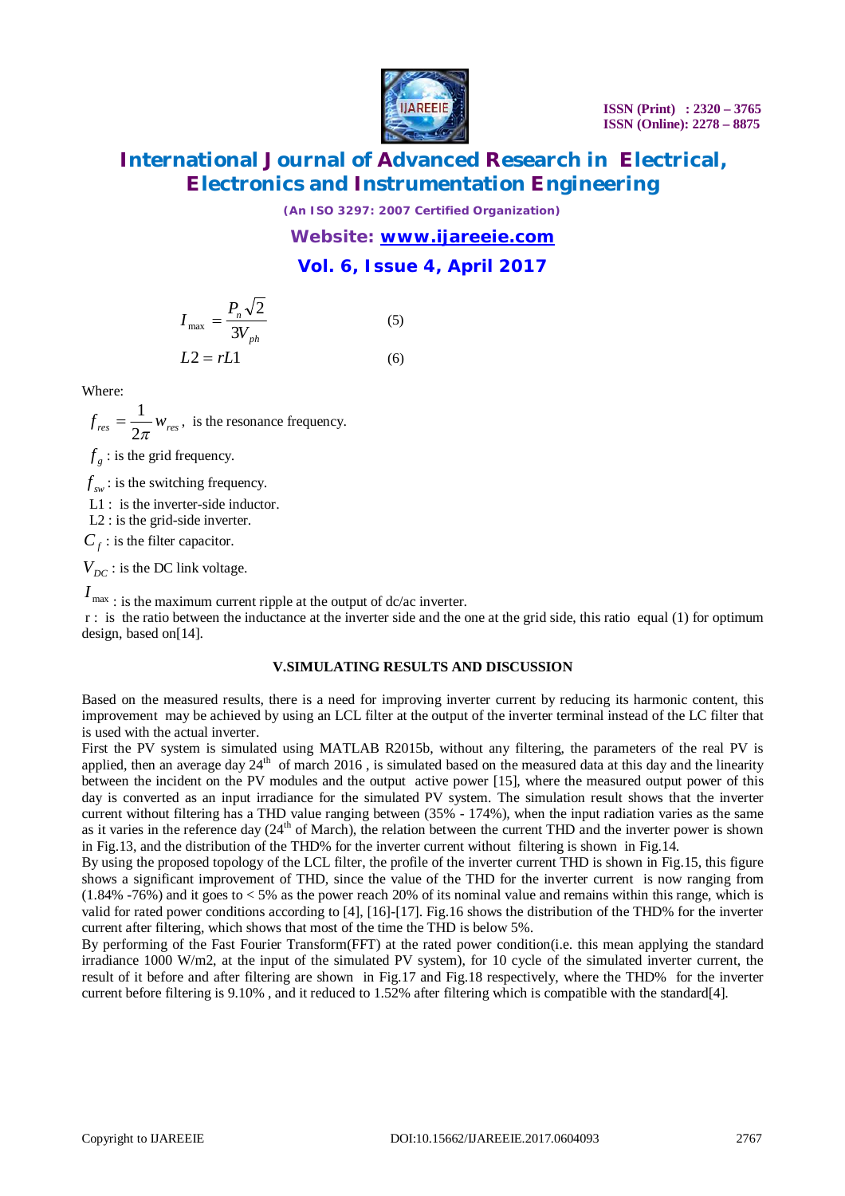$$I_{\max} = \frac{P_n \sqrt{2}}{3V_{ph}} \quad (5)$$

$$L2 = rL1 \quad (6)$$

Where:

$f_{res} = \frac{1}{2\pi} w_{res}$, is the resonance frequency.

$f_g$ : is the grid frequency.

$f_{sw}$ : is the switching frequency.

L1 : is the inverter-side inductor.

L2 : is the grid-side inverter.

$C_f$ : is the filter capacitor.

$V_{DC}$ : is the DC link voltage.

$I_{\max}$ : is the maximum current ripple at the output of dc/ac inverter.

r : is the ratio between the inductance at the inverter side and the one at the grid side, this ratio equal (1) for optimum design, based on[14].

## V.SIMULATING RESULTS AND DISCUSSION

Based on the measured results, there is a need for improving inverter current by reducing its harmonic content, this improvement may be achieved by using an LCL filter at the output of the inverter terminal instead of the LC filter that is used with the actual inverter.

First the PV system is simulated using MATLAB R2015b, without any filtering, the parameters of the real PV is applied, then an average day 24th of march 2016 , is simulated based on the measured data at this day and the linearity between the incident on the PV modules and the output active power [15], where the measured output power of this day is converted as an input irradiance for the simulated PV system. The simulation result shows that the inverter current without filtering has a THD value ranging between (35% - 174%), when the input radiation varies as the same as it varies in the reference day (24th of March), the relation between the current THD and the inverter power is shown in Fig.13, and the distribution of the THD% for the inverter current without filtering is shown in Fig.14.

By using the proposed topology of the LCL filter, the profile of the inverter current THD is shown in Fig.15, this figure shows a significant improvement of THD, since the value of the THD for the inverter current is now ranging from (1.84% -76%) and it goes to < 5% as the power reach 20% of its nominal value and remains within this range, which is valid for rated power conditions according to [4], [16]-[17]. Fig.16 shows the distribution of the THD% for the inverter current after filtering, which shows that most of the time the THD is below 5%.

By performing of the Fast Fourier Transform(FFT) at the rated power condition(i.e. this mean applying the standard irradiance 1000 W/m2, at the input of the simulated PV system), for 10 cycle of the simulated inverter current, the result of it before and after filtering are shown in Fig.17 and Fig.18 respectively, where the THD% for the inverter current before filtering is 9.10% , and it reduced to 1.52% after filtering which is compatible with the standard[4].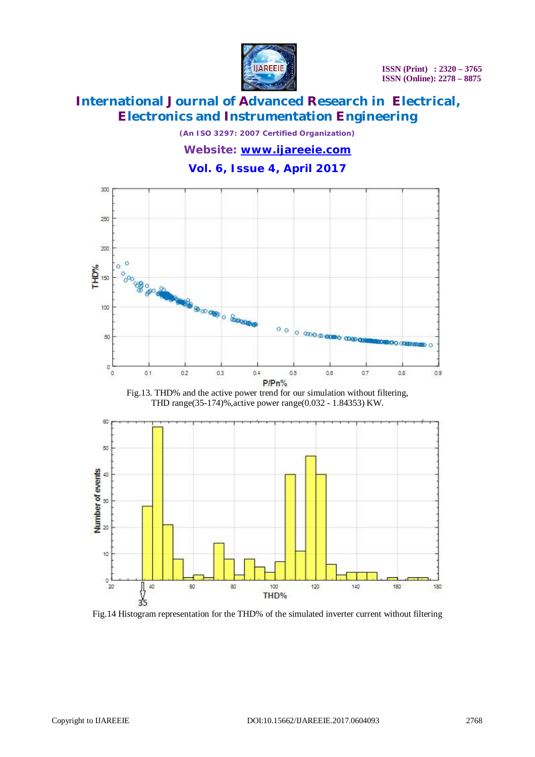Fig.13. THD% and the active power trend for our simulation without filtering, THD range(35-174)%,active power range(0.032 - 1.84353) KW.

Fig.14 Histogram representation for the THD% of the simulated inverter current without filtering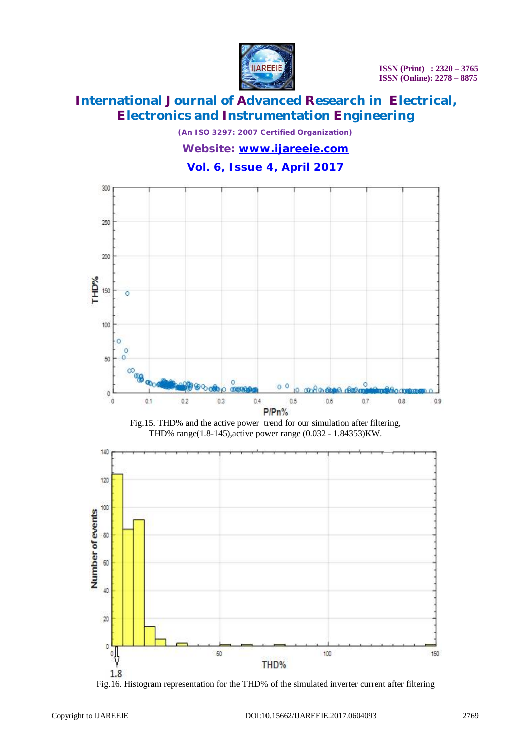Fig.15. THD% and the active power trend for our simulation after filtering, THD% range(1.8-145),active power range (0.032 - 1.84353)KW.

Fig.16. Histogram representation for the THD% of the simulated inverter current after filtering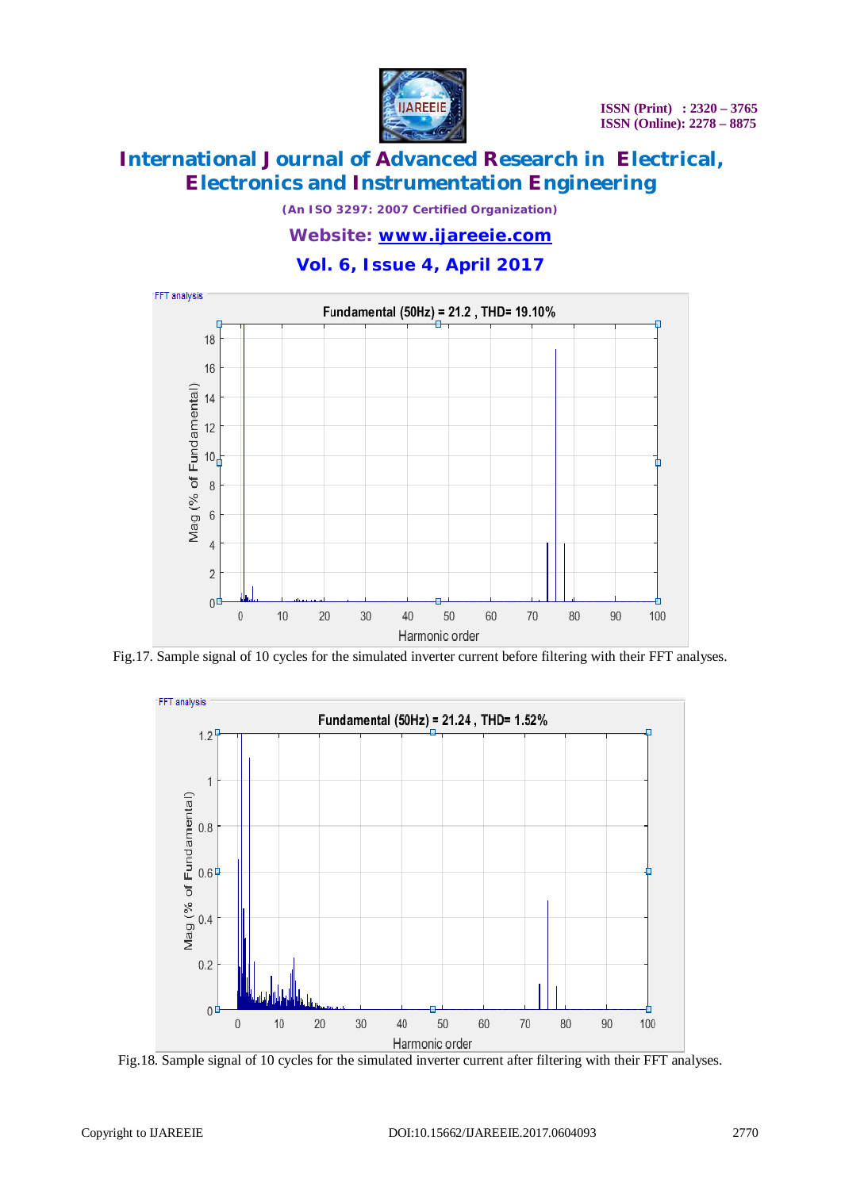Fig.17. Sample signal of 10 cycles for the simulated inverter current before filtering with their FFT analyses.

Fig.18. Sample signal of 10 cycles for the simulated inverter current after filtering with their FFT analyses.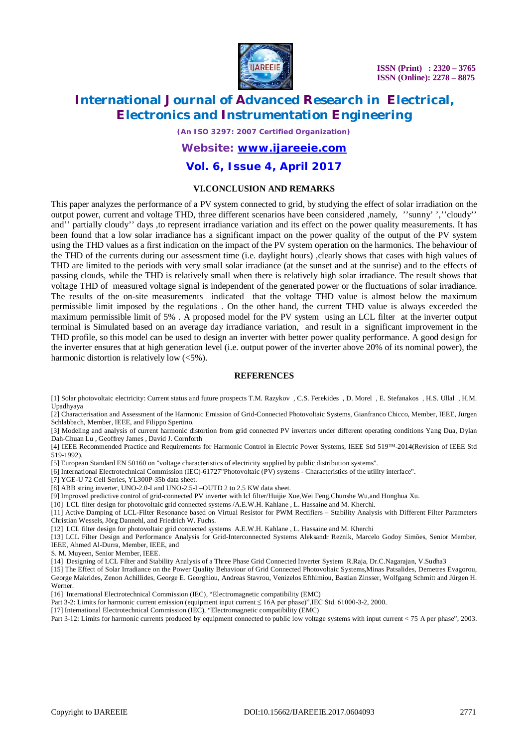## VI.CONCLUSION AND REMARKS

This paper analyzes the performance of a PV system connected to grid, by studying the effect of solar irradiation on the output power, current and voltage THD, three different scenarios have been considered ,namely, ''sunny' ','cloudy'' and'' partially cloudy'' days ,to represent irradiance variation and its effect on the power quality measurements. It has been found that a low solar irradiance has a significant impact on the power quality of the output of the PV system using the THD values as a first indication on the impact of the PV system operation on the harmonics. The behaviour of the THD of the currents during our assessment time (i.e. daylight hours) ,clearly shows that cases with high values of THD are limited to the periods with very small solar irradiance (at the sunset and at the sunrise) and to the effects of passing clouds, while the THD is relatively small when there is relatively high solar irradiance. The result shows that voltage THD of measured voltage signal is independent of the generated power or the fluctuations of solar irradiance. The results of the on-site measurements indicated that the voltage THD value is almost below the maximum permissible limit imposed by the regulations . On the other hand, the current THD value is always exceeded the maximum permissible limit of 5% . A proposed model for the PV system using an LCL filter at the inverter output terminal is Simulated based on an average day irradiance variation, and result in a significant improvement in the THD profile, so this model can be used to design an inverter with better power quality performance. A good design for the inverter ensures that at high generation level (i.e. output power of the inverter above 20% of its nominal power), the harmonic distortion is relatively low (<5%).

## REFERENCES

[1] Solar photovoltaic electricity: Current status and future prospects T.M. Razykov , C.S. Ferekides , D. Morel , E. Stefanakos , H.S. Ullal , H.M. Upadhyaya

[2] Characterisation and Assessment of the Harmonic Emission of Grid-Connected Photovoltaic Systems, Gianfranco Chicco, Member, IEEE, Jürgen Schlabbach, Member, IEEE, and Filippo Spertino.

[3] Modeling and analysis of current harmonic distortion from grid connected PV inverters under different operating conditions Yang Dua, Dylan Dah-Chuan Lu , Geoffrey James , David J. Cornforth

[4] IEEE Recommended Practice and Requirements for Harmonic Control in Electric Power Systems, IEEE Std 519™-2014(Revision of IEEE Std 519-1992).

[5] European Standard EN 50160 on "voltage characteristics of electricity supplied by public distribution systems".

[6] International Electrotechnical Commission (IEC)-61727"Photovoltaic (PV) systems - Characteristics of the utility interface".

[7] YGE-U 72 Cell Series, YL300P-35b data sheet.

[8] ABB string inverter, UNO-2.0-I and UNO-2.5-I –OUTD 2 to 2.5 KW data sheet.

[9] Improved predictive control of grid-connected PV inverter with lcl filter/Huijie Xue,Wei Feng,Chunshe Wu,and Honghua Xu.

[10] LCL filter design for photovoltaic grid connected systems /A.E.W.H. Kahlane , L. Hassaine and M. Kherchi.

[11] Active Damping of LCL-Filter Resonance based on Virtual Resistor for PWM Rectifiers – Stability Analysis with Different Filter Parameters Christian Wessels, Jörg Dannehl, and Friedrich W. Fuchs.

[12] LCL filter design for photovoltaic grid connected systems A.E.W.H. Kahlane , L. Hassaine and M. Kherchi

[13] LCL Filter Design and Performance Analysis for Grid-Interconnected Systems Aleksandr Reznik, Marcelo Godoy Simões, Senior Member, IEEE, Ahmed Al-Durra, Member, IEEE, and
S. M. Muyeen, Senior Member, IEEE.

[14] Designing of LCL Filter and Stability Analysis of a Three Phase Grid Connected Inverter System R.Raja, Dr.C.Nagarajan, V.Sudha3

[15] The Effect of Solar Irradiance on the Power Quality Behaviour of Grid Connected Photovoltaic Systems,Minas Patsalides, Demetres Evagorou, George Makrides, Zenon Achillides, George E. Georghiou, Andreas Stavrou, Venizelos Efthimiou, Bastian Zinsser, Wolfgang Schmitt and Jürgen H. Werner.

[16] International Electrotechnical Commission (IEC), "Electromagnetic compatibility (EMC)
Part 3-2: Limits for harmonic current emission (equipment input current ≤ 16A per phase)",IEC Std. 61000-3-2, 2000.

[17] International Electrotechnical Commission (IEC), "Electromagnetic compatibility (EMC)
Part 3-12: Limits for harmonic currents produced by equipment connected to public low voltage systems with input current < 75 A per phase", 2003.